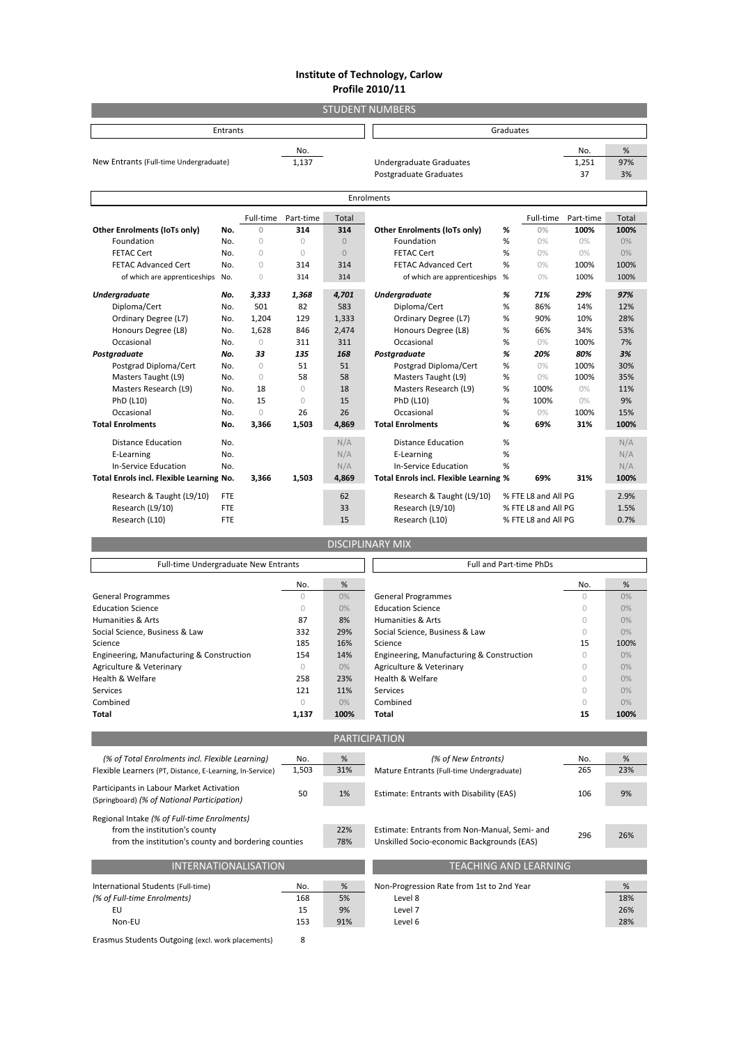# Institute of Technology, Carlow
## Profile 2010/11

## STUDENT NUMBERS

### Entrants

| | No. |
|---|---|
| New Entrants (Full-time Undergraduate) | 1,137 |

### Graduates

| | No. | % |
|---|---|---|
| Undergraduate Graduates | 1,251 | 97% |
| Postgraduate Graduates | 37 | 3% |

### Enrolments

| | | Full-time | Part-time | Total |
|---|---|---|---|---|
| **Other Enrolments (IoTs only)** | **No.** | 0 | **314** | **314** |
| Foundation | No. | 0 | 0 | 0 |
| FETAC Cert | No. | 0 | 0 | 0 |
| FETAC Advanced Cert | No. | 0 | 314 | 314 |
| of which are apprenticeships | No. | 0 | 314 | 314 |
| ***Undergraduate*** | ***No.*** | ***3,333*** | ***1,368*** | ***4,701*** |
| Diploma/Cert | No. | 501 | 82 | 583 |
| Ordinary Degree (L7) | No. | 1,204 | 129 | 1,333 |
| Honours Degree (L8) | No. | 1,628 | 846 | 2,474 |
| Occasional | No. | 0 | 311 | 311 |
| ***Postgraduate*** | ***No.*** | ***33*** | ***135*** | ***168*** |
| Postgrad Diploma/Cert | No. | 0 | 51 | 51 |
| Masters Taught (L9) | No. | 0 | 58 | 58 |
| Masters Research (L9) | No. | 18 | 0 | 18 |
| PhD (L10) | No. | 15 | 0 | 15 |
| Occasional | No. | 0 | 26 | 26 |
| **Total Enrolments** | **No.** | **3,366** | **1,503** | **4,869** |
| Distance Education | No. | | | N/A |
| E-Learning | No. | | | N/A |
| In-Service Education | No. | | | N/A |
| **Total Enrols incl. Flexible Learning** | **No.** | **3,366** | **1,503** | **4,869** |
| Research & Taught (L9/10) | FTE | | | 62 |
| Research (L9/10) | FTE | | | 33 |
| Research (L10) | FTE | | | 15 |

| | | Full-time | Part-time | Total |
|---|---|---|---|---|
| **Other Enrolments (IoTs only)** | **%** | 0% | **100%** | **100%** |
| Foundation | % | 0% | 0% | 0% |
| FETAC Cert | % | 0% | 0% | 0% |
| FETAC Advanced Cert | % | 0% | 100% | 100% |
| of which are apprenticeships | % | 0% | 100% | 100% |
| ***Undergraduate*** | ***%*** | ***71%*** | ***29%*** | ***97%*** |
| Diploma/Cert | % | 86% | 14% | 12% |
| Ordinary Degree (L7) | % | 90% | 10% | 28% |
| Honours Degree (L8) | % | 66% | 34% | 53% |
| Occasional | % | 0% | 100% | 7% |
| ***Postgraduate*** | ***%*** | ***20%*** | ***80%*** | ***3%*** |
| Postgrad Diploma/Cert | % | 0% | 100% | 30% |
| Masters Taught (L9) | % | 0% | 100% | 35% |
| Masters Research (L9) | % | 100% | 0% | 11% |
| PhD (L10) | % | 100% | 0% | 9% |
| Occasional | % | 0% | 100% | 15% |
| **Total Enrolments** | **%** | **69%** | **31%** | **100%** |
| Distance Education | % | | | N/A |
| E-Learning | % | | | N/A |
| In-Service Education | % | | | N/A |
| **Total Enrols incl. Flexible Learning** | **%** | **69%** | **31%** | **100%** |
| Research & Taught (L9/10) | % FTE L8 and All PG | | | 2.9% |
| Research (L9/10) | % FTE L8 and All PG | | | 1.5% |
| Research (L10) | % FTE L8 and All PG | | | 0.7% |

## DISCIPLINARY MIX

### Full-time Undergraduate New Entrants

| | No. | % |
|---|---|---|
| General Programmes | 0 | 0% |
| Education Science | 0 | 0% |
| Humanities & Arts | 87 | 8% |
| Social Science, Business & Law | 332 | 29% |
| Science | 185 | 16% |
| Engineering, Manufacturing & Construction | 154 | 14% |
| Agriculture & Veterinary | 0 | 0% |
| Health & Welfare | 258 | 23% |
| Services | 121 | 11% |
| Combined | 0 | 0% |
| **Total** | **1,137** | **100%** |

### Full and Part-time PhDs

| | No. | % |
|---|---|---|
| General Programmes | 0 | 0% |
| Education Science | 0 | 0% |
| Humanities & Arts | 0 | 0% |
| Social Science, Business & Law | 0 | 0% |
| Science | 15 | 100% |
| Engineering, Manufacturing & Construction | 0 | 0% |
| Agriculture & Veterinary | 0 | 0% |
| Health & Welfare | 0 | 0% |
| Services | 0 | 0% |
| Combined | 0 | 0% |
| **Total** | **15** | **100%** |

## PARTICIPATION

| *(% of Total Enrolments incl. Flexible Learning)* | No. | % |
|---|---|---|
| Flexible Learners (PT, Distance, E-Learning, In-Service) | 1,503 | 31% |
| Participants in Labour Market Activation (Springboard) *(% of National Participation)* | 50 | 1% |
| Regional Intake *(% of Full-time Enrolments)* | | |
| from the institution's county | | 22% |
| from the institution's county and bordering counties | | 78% |

| *(% of New Entrants)* | No. | % |
|---|---|---|
| Mature Entrants (Full-time Undergraduate) | 265 | 23% |
| Estimate: Entrants with Disability (EAS) | 106 | 9% |
| Estimate: Entrants from Non-Manual, Semi- and Unskilled Socio-economic Backgrounds (EAS) | 296 | 26% |

## INTERNATIONALISATION

| | No. | % |
|---|---|---|
| International Students (Full-time) *(% of Full-time Enrolments)* | 168 | 5% |
| EU | 15 | 9% |
| Non-EU | 153 | 91% |
| Erasmus Students Outgoing (excl. work placements) | 8 | |

## TEACHING AND LEARNING

| Non-Progression Rate from 1st to 2nd Year | % |
|---|---|
| Level 8 | 18% |
| Level 7 | 26% |
| Level 6 | 28% |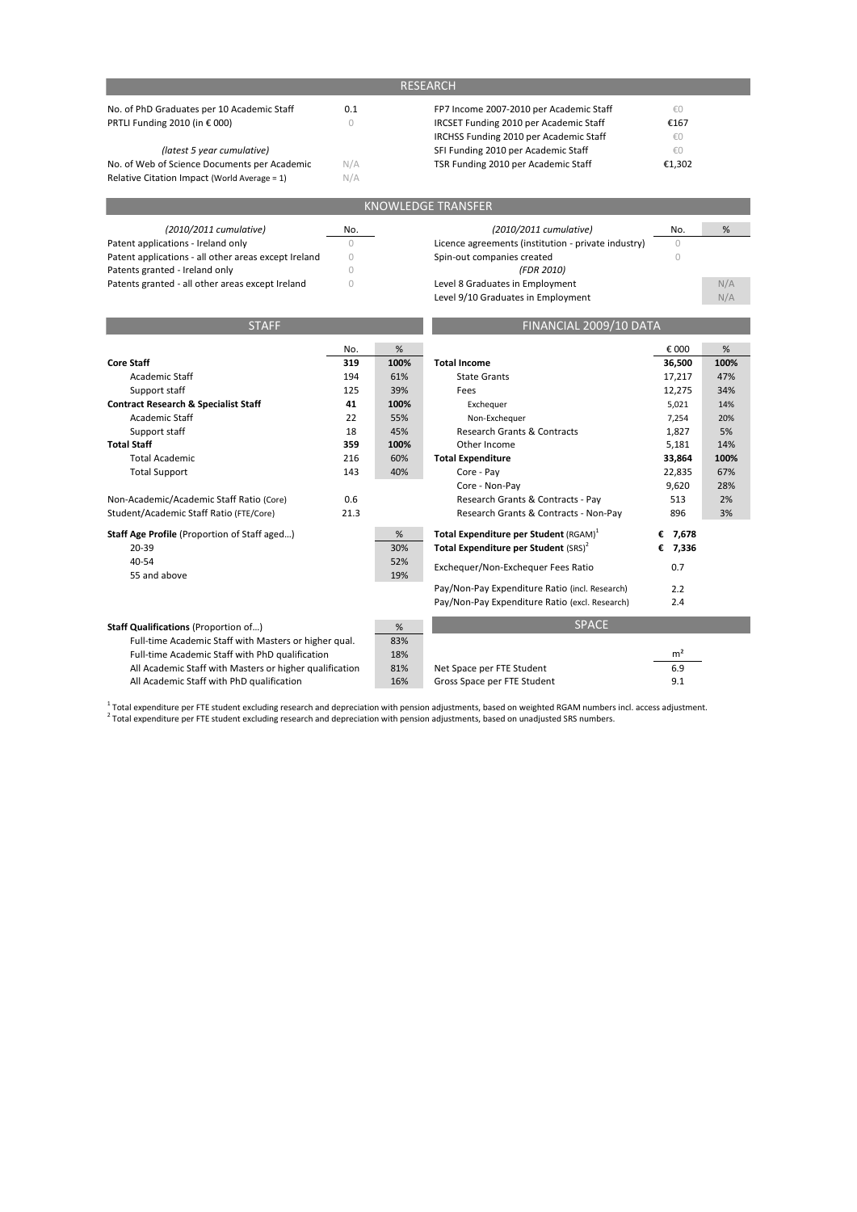## RESEARCH

| | |
|---|---|
| No. of PhD Graduates per 10 Academic Staff | 0.1 |
| PRTLI Funding 2010 (in € 000) | 0 |
| *(latest 5 year cumulative)* | |
| No. of Web of Science Documents per Academic | N/A |
| Relative Citation Impact (World Average = 1) | N/A |

| | |
|---|---|
| FP7 Income 2007-2010 per Academic Staff | €0 |
| IRCSET Funding 2010 per Academic Staff | €167 |
| IRCHSS Funding 2010 per Academic Staff | €0 |
| SFI Funding 2010 per Academic Staff | €0 |
| TSR Funding 2010 per Academic Staff | €1,302 |

## KNOWLEDGE TRANSFER

| *(2010/2011 cumulative)* | No. |
|---|---|
| Patent applications - Ireland only | 0 |
| Patent applications - all other areas except Ireland | 0 |
| Patents granted - Ireland only | 0 |
| Patents granted - all other areas except Ireland | 0 |

| *(2010/2011 cumulative)* | No. | % |
|---|---|---|
| Licence agreements (institution - private industry) | 0 | |
| Spin-out companies created | 0 | |
| *(FDR 2010)* | | |
| Level 8 Graduates in Employment | | N/A |
| Level 9/10 Graduates in Employment | | N/A |

## STAFF

| | No. | % |
|---|---|---|
| **Core Staff** | **319** | **100%** |
| Academic Staff | 194 | 61% |
| Support staff | 125 | 39% |
| **Contract Research & Specialist Staff** | **41** | **100%** |
| Academic Staff | 22 | 55% |
| Support staff | 18 | 45% |
| **Total Staff** | **359** | **100%** |
| Total Academic | 216 | 60% |
| Total Support | 143 | 40% |
| Non-Academic/Academic Staff Ratio (Core) | 0.6 | |
| Student/Academic Staff Ratio (FTE/Core) | 21.3 | |

| **Staff Age Profile** (Proportion of Staff aged…) | % |
|---|---|
| 20-39 | 30% |
| 40-54 | 52% |
| 55 and above | 19% |

| **Staff Qualifications** (Proportion of…) | % |
|---|---|
| Full-time Academic Staff with Masters or higher qual. | 83% |
| Full-time Academic Staff with PhD qualification | 18% |
| All Academic Staff with Masters or higher qualification | 81% |
| All Academic Staff with PhD qualification | 16% |

## FINANCIAL 2009/10 DATA

| | € 000 | % |
|---|---|---|
| **Total Income** | **36,500** | **100%** |
| State Grants | 17,217 | 47% |
| Fees | 12,275 | 34% |
| Exchequer | 5,021 | 14% |
| Non-Exchequer | 7,254 | 20% |
| Research Grants & Contracts | 1,827 | 5% |
| Other Income | 5,181 | 14% |
| **Total Expenditure** | **33,864** | **100%** |
| Core - Pay | 22,835 | 67% |
| Core - Non-Pay | 9,620 | 28% |
| Research Grants & Contracts - Pay | 513 | 2% |
| Research Grants & Contracts - Non-Pay | 896 | 3% |
| **Total Expenditure per Student** (RGAM)[1] | **€ 7,678** | |
| **Total Expenditure per Student** (SRS)[2] | **€ 7,336** | |
| Exchequer/Non-Exchequer Fees Ratio | 0.7 | |
| Pay/Non-Pay Expenditure Ratio (incl. Research) | 2.2 | |
| Pay/Non-Pay Expenditure Ratio (excl. Research) | 2.4 | |

## SPACE

| | $m^2$ |
|---|---|
| Net Space per FTE Student | 6.9 |
| Gross Space per FTE Student | 9.1 |

[1] Total expenditure per FTE student excluding research and depreciation with pension adjustments, based on weighted RGAM numbers incl. access adjustment.

[2] Total expenditure per FTE student excluding research and depreciation with pension adjustments, based on unadjusted SRS numbers.